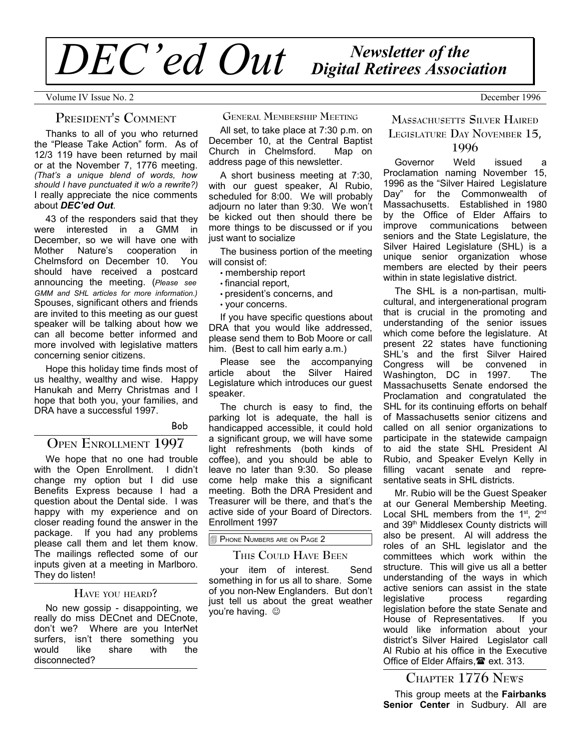# *DEC'ed Out* *Newsletter of the Digital Retirees Association*

Volume IV Issue No. 2 December 1996

## President's Comment

Thanks to all of you who returned the "Please Take Action" form. As of 12/3 119 have been returned by mail or at the November 7, 1776 meeting. *(That's a unique blend of words, how should I have punctuated it w/o a rewrite?)* I really appreciate the nice comments about ***DEC'ed Out***.

43 of the responders said that they were interested in a GMM in December, so we will have one with Mother Nature's cooperation in Chelmsford on December 10. You should have received a postcard announcing the meeting. (*Please see GMM and SHL articles for more information.)* Spouses, significant others and friends are invited to this meeting as our guest speaker will be talking about how we can all become better informed and more involved with legislative matters concerning senior citizens.

Hope this holiday time finds most of us healthy, wealthy and wise. Happy Hanukah and Merry Christmas and I hope that both you, your families, and DRA have a successful 1997.

Bob

## Open Enrollment 1997

We hope that no one had trouble with the Open Enrollment. I didn't change my option but I did use Benefits Express because I had a question about the Dental side. I was happy with my experience and on closer reading found the answer in the package. If you had any problems please call them and let them know. The mailings reflected some of our inputs given at a meeting in Marlboro. They do listen!

### Have you heard?

No new gossip - disappointing, we really do miss DECnet and DECnote, don't we? Where are you InterNet surfers, isn't there something you would like share with the disconnected?

### General Membership Meeting

All set, to take place at 7:30 p.m. on December 10, at the Central Baptist Church in Chelmsford. Map on address page of this newsletter.

A short business meeting at 7:30, with our guest speaker, Al Rubio, scheduled for 8:00. We will probably adjourn no later than 9:30. We won't be kicked out then should there be more things to be discussed or if you just want to socialize

The business portion of the meeting will consist of:

- membership report
- financial report,
- president's concerns, and
- your concerns.

If you have specific questions about DRA that you would like addressed, please send them to Bob Moore or call him. (Best to call him early a.m.)

Please see the accompanying article about the Silver Haired Legislature which introduces our guest speaker.

The church is easy to find, the parking lot is adequate, the hall is handicapped accessible, it could hold a significant group, we will have some light refreshments (both kinds of coffee), and you should be able to leave no later than 9:30. So please come help make this a significant meeting. Both the DRA President and Treasurer will be there, and that's the active side of your Board of Directors. Enrollment 1997

Phone Numbers are on Page 2

### This Could Have Been

your item of interest. Send something in for us all to share. Some of you non-New Englanders. But don't just tell us about the great weather you're having. ☺

## Massachusetts Silver Haired Legislature Day November 15, 1996

Governor Weld issued a Proclamation naming November 15, 1996 as the "Silver Haired Legislature Day" for the Commonwealth of Massachusetts. Established in 1980 by the Office of Elder Affairs to improve communications between seniors and the State Legislature, the Silver Haired Legislature (SHL) is a unique senior organization whose members are elected by their peers within in state legislative district.

The SHL is a non-partisan, multi-cultural, and intergenerational program that is crucial in the promoting and understanding of the senior issues which come before the legislature. At present 22 states have functioning SHL's and the first Silver Haired Congress will be convened in Washington, DC in 1997. The Massachusetts Senate endorsed the Proclamation and congratulated the SHL for its continuing efforts on behalf of Massachusetts senior citizens and called on all senior organizations to participate in the statewide campaign to aid the state SHL President Al Rubio, and Speaker Evelyn Kelly in filling vacant senate and representative seats in SHL districts.

Mr. Rubio will be the Guest Speaker at our General Membership Meeting. Local SHL members from the 1st, 2nd and 39th Middlesex County districts will also be present. Al will address the roles of an SHL legislator and the committees which work within the structure. This will give us all a better understanding of the ways in which active seniors can assist in the state legislative process regarding legislation before the state Senate and House of Representatives. If you would like information about your district's Silver Haired Legislator call Al Rubio at his office in the Executive Office of Elder Affairs,☎ ext. 313.

## Chapter 1776 News

This group meets at the **Fairbanks Senior Center** in Sudbury. All are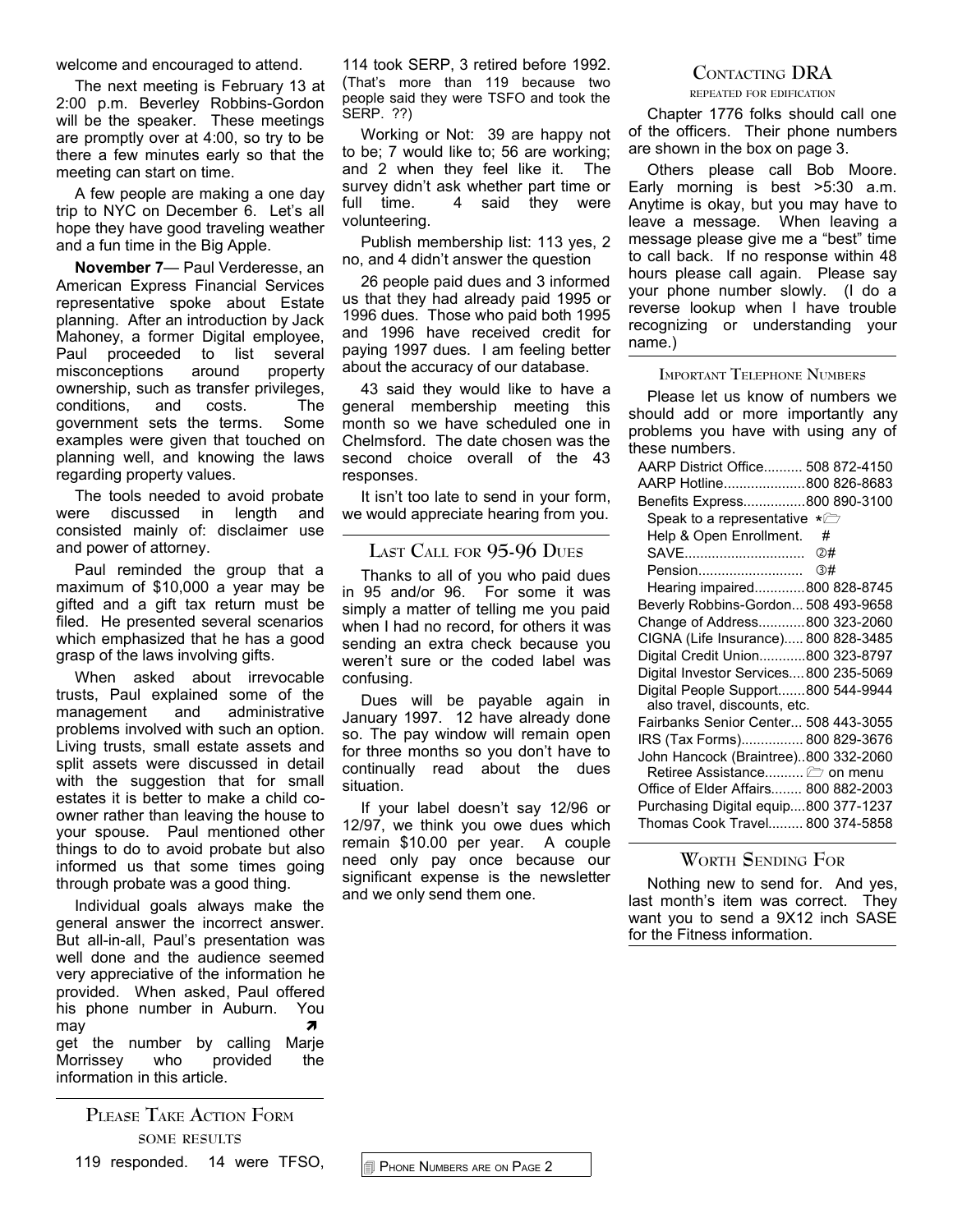welcome and encouraged to attend.

The next meeting is February 13 at 2:00 p.m. Beverley Robbins-Gordon will be the speaker. These meetings are promptly over at 4:00, so try to be there a few minutes early so that the meeting can start on time.

A few people are making a one day trip to NYC on December 6. Let's all hope they have good traveling weather and a fun time in the Big Apple.

**November 7**— Paul Verderesse, an American Express Financial Services representative spoke about Estate planning. After an introduction by Jack Mahoney, a former Digital employee, Paul proceeded to list several misconceptions around property ownership, such as transfer privileges, conditions, and costs. The government sets the terms. Some examples were given that touched on planning well, and knowing the laws regarding property values.

The tools needed to avoid probate were discussed in length and consisted mainly of: disclaimer use and power of attorney.

Paul reminded the group that a maximum of $10,000 a year may be gifted and a gift tax return must be filed. He presented several scenarios which emphasized that he has a good grasp of the laws involving gifts.

When asked about irrevocable trusts, Paul explained some of the management and administrative problems involved with such an option. Living trusts, small estate assets and split assets were discussed in detail with the suggestion that for small estates it is better to make a child co-owner rather than leaving the house to your spouse. Paul mentioned other things to do to avoid probate but also informed us that some times going through probate was a good thing.

Individual goals always make the general answer the incorrect answer. But all-in-all, Paul's presentation was well done and the audience seemed very appreciative of the information he provided. When asked, Paul offered his phone number in Auburn. You may ➚ get the number by calling Marje Morrissey who provided the information in this article.

## Please Take Action Form

some results

119 responded. 14 were TFSO, 114 took SERP, 3 retired before 1992. (That's more than 119 because two people said they were TSFO and took the SERP. ??)

Working or Not: 39 are happy not to be; 7 would like to; 56 are working; and 2 when they feel like it. The survey didn't ask whether part time or full time. 4 said they were volunteering.

Publish membership list: 113 yes, 2 no, and 4 didn't answer the question

26 people paid dues and 3 informed us that they had already paid 1995 or 1996 dues. Those who paid both 1995 and 1996 have received credit for paying 1997 dues. I am feeling better about the accuracy of our database.

43 said they would like to have a general membership meeting this month so we have scheduled one in Chelmsford. The date chosen was the second choice overall of the 43 responses.

It isn't too late to send in your form, we would appreciate hearing from you.

## Last Call for 95-96 Dues

Thanks to all of you who paid dues in 95 and/or 96. For some it was simply a matter of telling me you paid when I had no record, for others it was sending an extra check because you weren't sure or the coded label was confusing.

Dues will be payable again in January 1997. 12 have already done so. The pay window will remain open for three months so you don't have to continually read about the dues situation.

If your label doesn't say 12/96 or 12/97, we think you owe dues which remain $10.00 per year. A couple need only pay once because our significant expense is the newsletter and we only send them one.

Phone Numbers are on Page 2

## Contacting DRA

repeated for edification

Chapter 1776 folks should call one of the officers. Their phone numbers are shown in the box on page 3.

Others please call Bob Moore. Early morning is best >5:30 a.m. Anytime is okay, but you may have to leave a message. When leaving a message please give me a "best" time to call back. If no response within 48 hours please call again. Please say your phone number slowly. (I do a reverse lookup when I have trouble recognizing or understanding your name.)

### Important Telephone Numbers

Please let us know of numbers we should add or more importantly any problems you have with using any of these numbers.

| | |
|---|---|
| AARP District Office | 508 872-4150 |
| AARP Hotline | 800 826-8683 |
| Benefits Express | 800 890-3100 |
| Speak to a representative | *🗁 |
| Help & Open Enrollment. | # |
| SAVE | ②# |
| Pension | ③# |
| Hearing impaired | 800 828-8745 |
| Beverly Robbins-Gordon | 508 493-9658 |
| Change of Address | 800 323-2060 |
| CIGNA (Life Insurance) | 800 828-3485 |
| Digital Credit Union | 800 323-8797 |
| Digital Investor Services | 800 235-5069 |
| Digital People Support (also travel, discounts, etc.) | 800 544-9944 |
| Fairbanks Senior Center | 508 443-3055 |
| IRS (Tax Forms) | 800 829-3676 |
| John Hancock (Braintree) | 800 332-2060 |
| Retiree Assistance | 🗁 on menu |
| Office of Elder Affairs | 800 882-2003 |
| Purchasing Digital equip | 800 377-1237 |
| Thomas Cook Travel | 800 374-5858 |

## Worth Sending For

Nothing new to send for. And yes, last month's item was correct. They want you to send a 9X12 inch SASE for the Fitness information.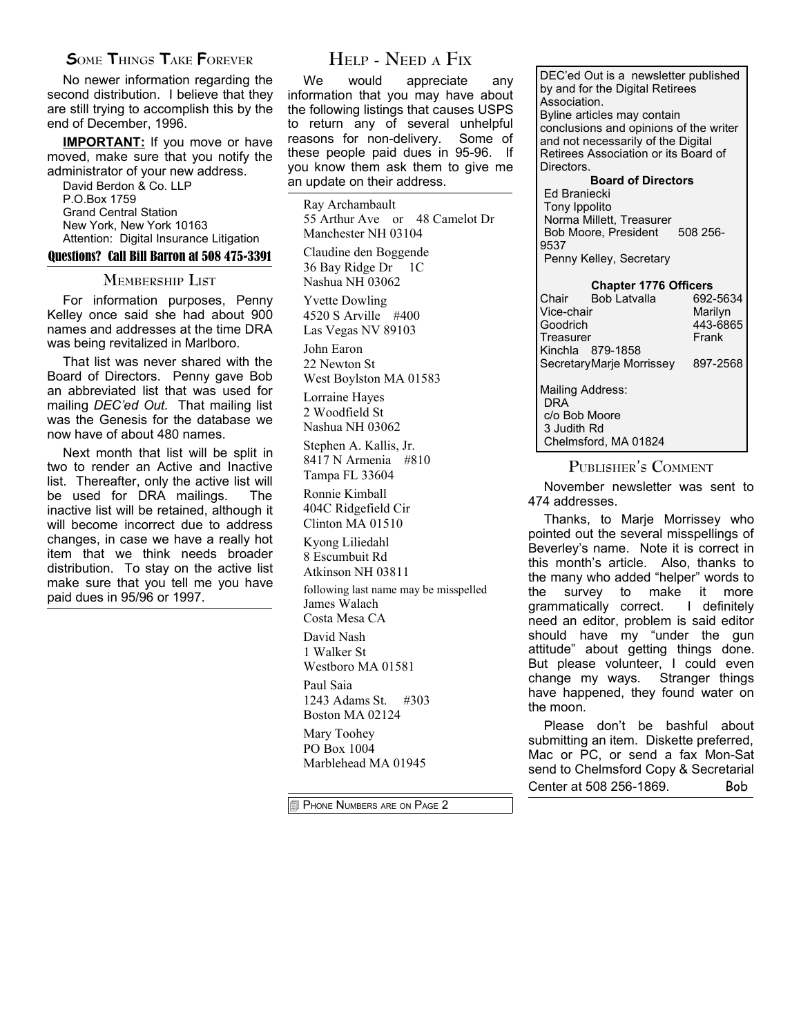## Some Things Take Forever

No newer information regarding the second distribution. I believe that they are still trying to accomplish this by the end of December, 1996.

**IMPORTANT:** If you move or have moved, make sure that you notify the administrator of your new address.

David Berdon & Co. LLP
P.O.Box 1759
Grand Central Station
New York, New York 10163
Attention: Digital Insurance Litigation

**Questions? Call Bill Barron at 508 475-3391**

## Membership List

For information purposes, Penny Kelley once said she had about 900 names and addresses at the time DRA was being revitalized in Marlboro.

That list was never shared with the Board of Directors. Penny gave Bob an abbreviated list that was used for mailing *DEC'ed Out.* That mailing list was the Genesis for the database we now have of about 480 names.

Next month that list will be split in two to render an Active and Inactive list. Thereafter, only the active list will be used for DRA mailings. The inactive list will be retained, although it will become incorrect due to address changes, in case we have a really hot item that we think needs broader distribution. To stay on the active list make sure that you tell me you have paid dues in 95/96 or 1997.

## Help - Need a Fix

We would appreciate any information that you may have about the following listings that causes USPS to return any of several unhelpful reasons for non-delivery. Some of these people paid dues in 95-96. If you know them ask them to give me an update on their address.

Ray Archambault
55 Arthur Ave or 48 Camelot Dr
Manchester NH 03104

Claudine den Boggende
36 Bay Ridge Dr 1C
Nashua NH 03062

Yvette Dowling
4520 S Arville #400
Las Vegas NV 89103

John Earon
22 Newton St
West Boylston MA 01583

Lorraine Hayes
2 Woodfield St
Nashua NH 03062

Stephen A. Kallis, Jr.
8417 N Armenia #810
Tampa FL 33604

Ronnie Kimball
404C Ridgefield Cir
Clinton MA 01510

Kyong Liliedahl
8 Escumbuit Rd
Atkinson NH 03811

following last name may be misspelled
James Walach
Costa Mesa CA

David Nash
1 Walker St
Westboro MA 01581

Paul Saia
1243 Adams St. #303
Boston MA 02124

Mary Toohey
PO Box 1004
Marblehead MA 01945

Phone Numbers are on Page 2

---

DEC'ed Out is a newsletter published by and for the Digital Retirees Association.
Byline articles may contain conclusions and opinions of the writer and not necessarily of the Digital Retirees Association or its Board of Directors.

**Board of Directors**

Ed Braniecki
Tony Ippolito
Norma Millett, Treasurer
Bob Moore, President 508 256-9537
Penny Kelley, Secretary

**Chapter 1776 Officers**

Chair Bob Latvalla 692-5634
Vice-chair Marilyn Goodrich 443-6865
Treasurer Frank Kinchla 879-1858
Secretary Marje Morrissey 897-2568

Mailing Address:
DRA
c/o Bob Moore
3 Judith Rd
Chelmsford, MA 01824

## Publisher's Comment

November newsletter was sent to 474 addresses.

Thanks, to Marje Morrissey who pointed out the several misspellings of Beverley's name. Note it is correct in this month's article. Also, thanks to the many who added "helper" words to the survey to make it more grammatically correct. I definitely need an editor, problem is said editor should have my "under the gun attitude" about getting things done. But please volunteer, I could even change my ways. Stranger things have happened, they found water on the moon.

Please don't be bashful about submitting an item. Diskette preferred, Mac or PC, or send a fax Mon-Sat send to Chelmsford Copy & Secretarial Center at 508 256-1869. Bob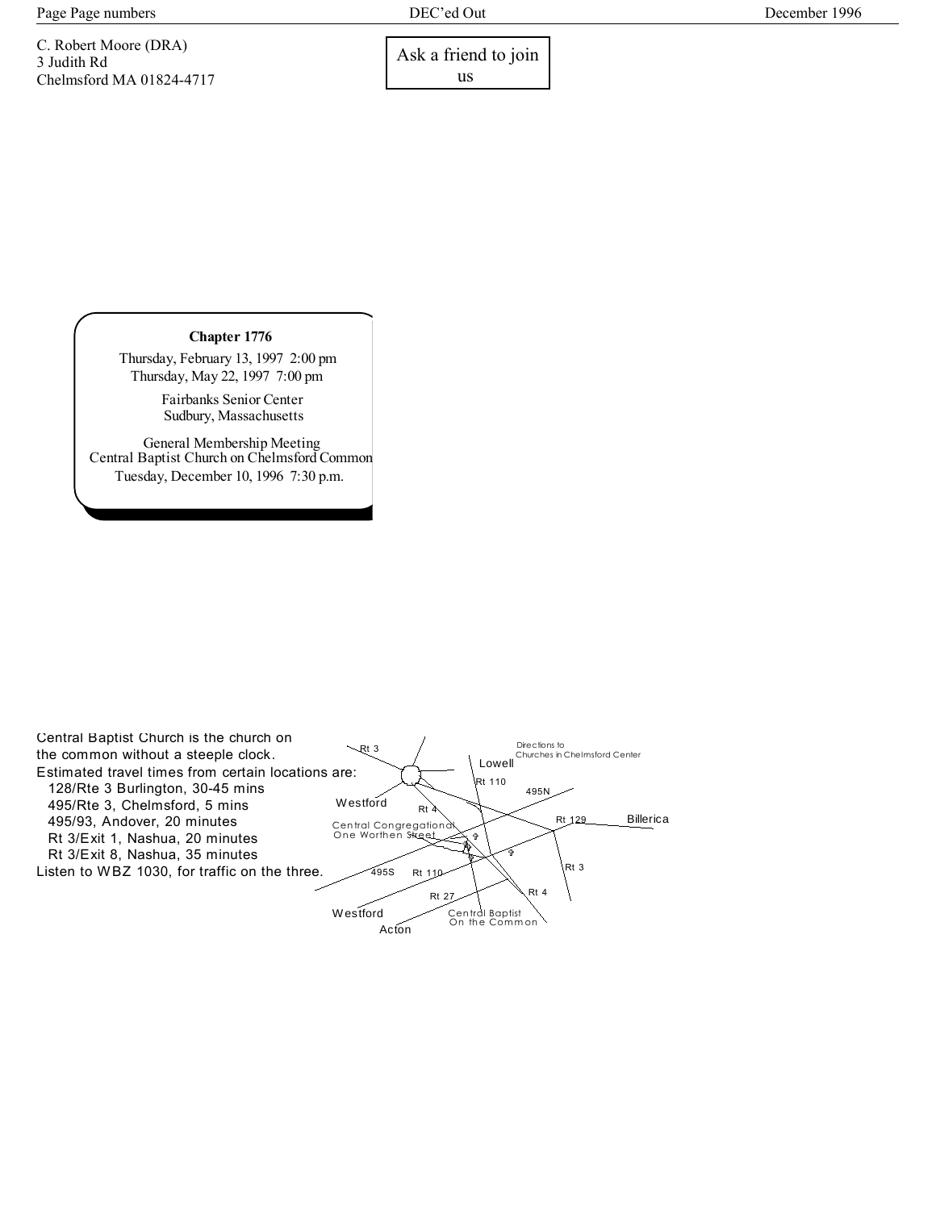C. Robert Moore (DRA)
3 Judith Rd
Chelmsford MA 01824-4717

Ask a friend to join us

**Chapter 1776**

Thursday, February 13, 1997 2:00 pm
Thursday, May 22, 1997 7:00 pm

Fairbanks Senior Center
Sudbury, Massachusetts

General Membership Meeting
Central Baptist Church on Chelmsford Common
Tuesday, December 10, 1996 7:30 p.m.

Central Baptist Church is the church on the common without a steeple clock.
Estimated travel times from certain locations are:

- 128/Rte 3 Burlington, 30-45 mins
- 495/Rte 3, Chelmsford, 5 mins
- 495/93, Andover, 20 minutes
- Rt 3/Exit 1, Nashua, 20 minutes
- Rt 3/Exit 8, Nashua, 35 minutes

Listen to WBZ 1030, for traffic on the three.

Directions to Churches in Chelmsford Center

Rt 3
Lowell
Rt 110
495N
Westford
Rt 4
Rt 129
Billerica
Central Congregational
One Worthen Street
Rt 3
495S
Rt 110
Rt 27
Rt 4
Westford
Central Baptist
On the Common
Acton